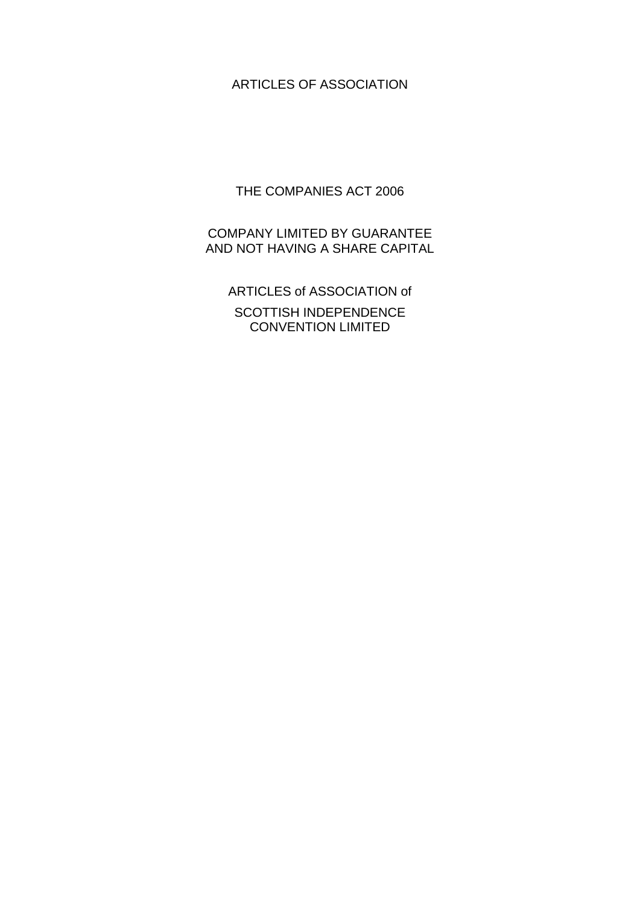# ARTICLES OF ASSOCIATION

THE COMPANIES ACT 2006

COMPANY LIMITED BY GUARANTEE
AND NOT HAVING A SHARE CAPITAL

ARTICLES of ASSOCIATION of

SCOTTISH INDEPENDENCE
CONVENTION LIMITED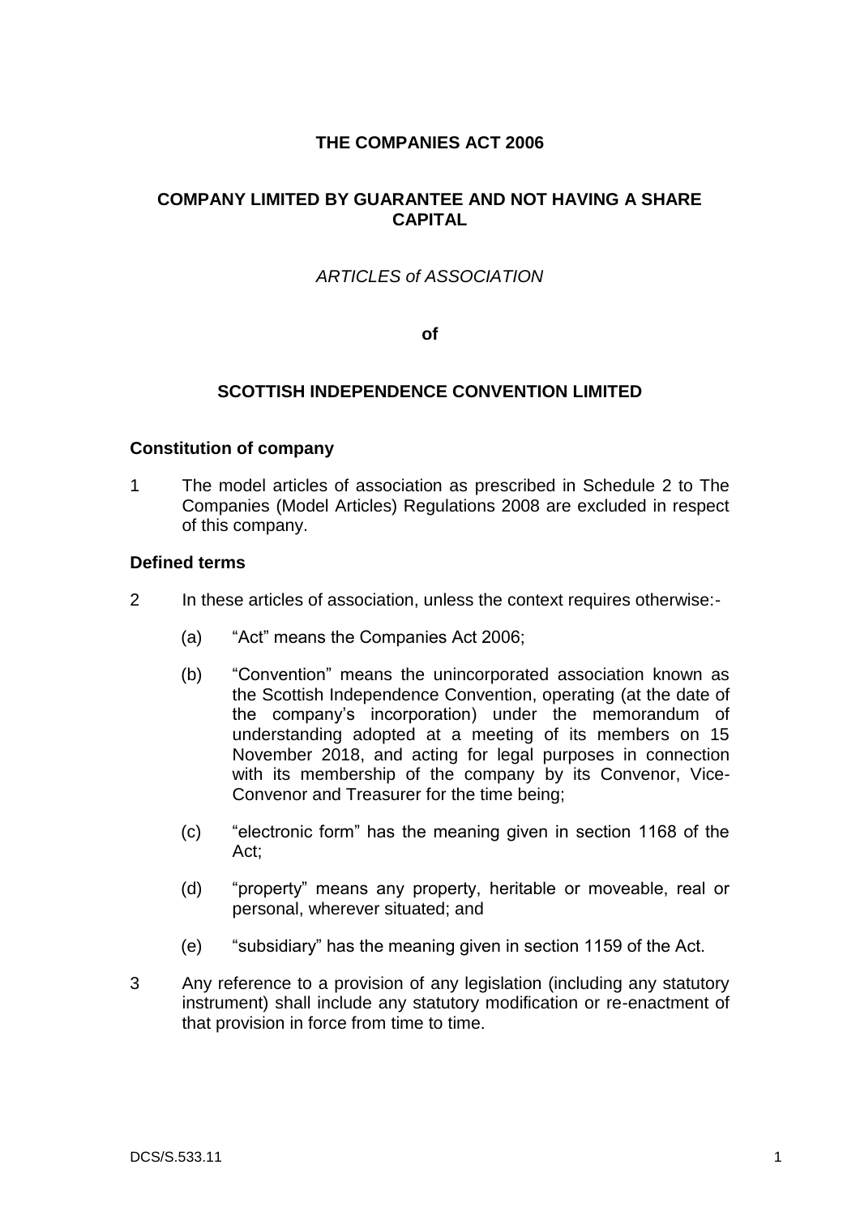**THE COMPANIES ACT 2006**

**COMPANY LIMITED BY GUARANTEE AND NOT HAVING A SHARE CAPITAL**

*ARTICLES of ASSOCIATION*

**of**

**SCOTTISH INDEPENDENCE CONVENTION LIMITED**

### Constitution of company

1 The model articles of association as prescribed in Schedule 2 to The Companies (Model Articles) Regulations 2008 are excluded in respect of this company.

### Defined terms

2 In these articles of association, unless the context requires otherwise:-

(a) "Act" means the Companies Act 2006;

(b) "Convention" means the unincorporated association known as the Scottish Independence Convention, operating (at the date of the company's incorporation) under the memorandum of understanding adopted at a meeting of its members on 15 November 2018, and acting for legal purposes in connection with its membership of the company by its Convenor, Vice-Convenor and Treasurer for the time being;

(c) "electronic form" has the meaning given in section 1168 of the Act;

(d) "property" means any property, heritable or moveable, real or personal, wherever situated; and

(e) "subsidiary" has the meaning given in section 1159 of the Act.

3 Any reference to a provision of any legislation (including any statutory instrument) shall include any statutory modification or re-enactment of that provision in force from time to time.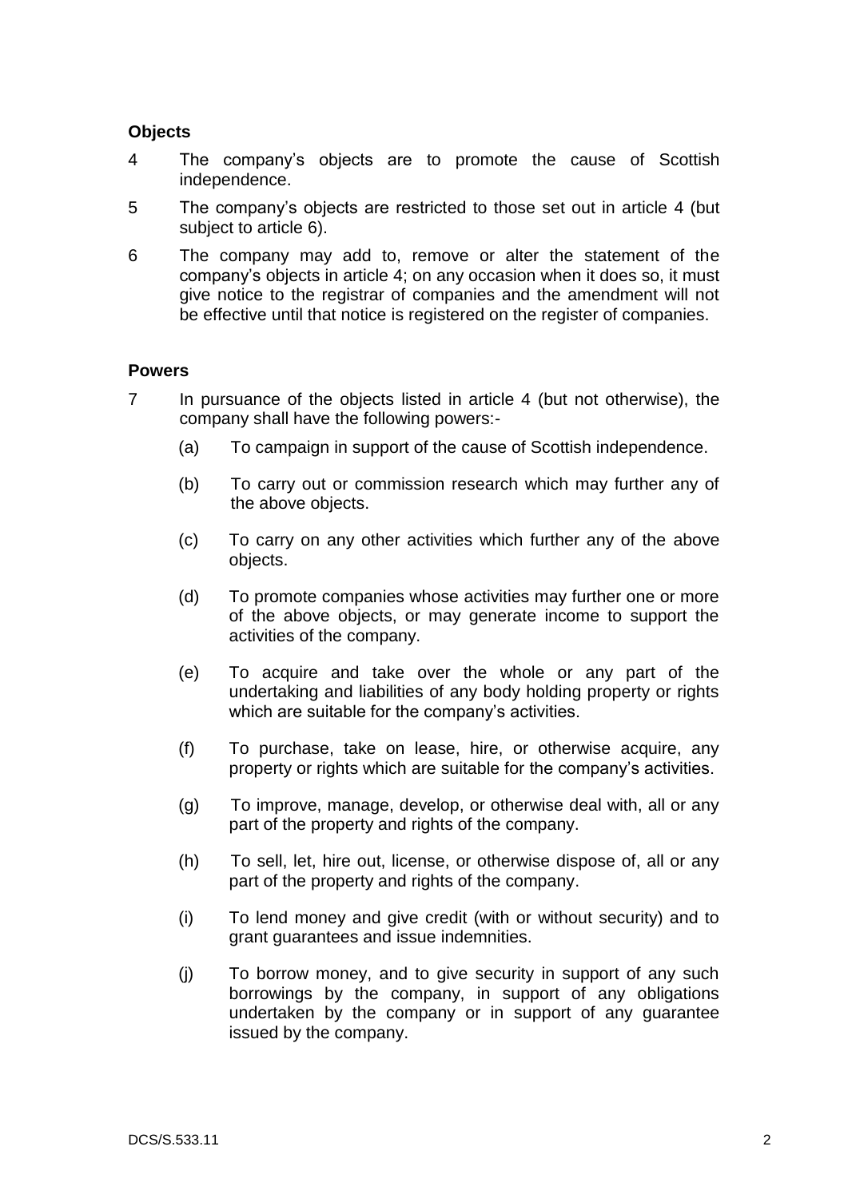**Objects**

4 The company's objects are to promote the cause of Scottish independence.

5 The company's objects are restricted to those set out in article 4 (but subject to article 6).

6 The company may add to, remove or alter the statement of the company's objects in article 4; on any occasion when it does so, it must give notice to the registrar of companies and the amendment will not be effective until that notice is registered on the register of companies.

**Powers**

7 In pursuance of the objects listed in article 4 (but not otherwise), the company shall have the following powers:-

(a) To campaign in support of the cause of Scottish independence.

(b) To carry out or commission research which may further any of the above objects.

(c) To carry on any other activities which further any of the above objects.

(d) To promote companies whose activities may further one or more of the above objects, or may generate income to support the activities of the company.

(e) To acquire and take over the whole or any part of the undertaking and liabilities of any body holding property or rights which are suitable for the company's activities.

(f) To purchase, take on lease, hire, or otherwise acquire, any property or rights which are suitable for the company's activities.

(g) To improve, manage, develop, or otherwise deal with, all or any part of the property and rights of the company.

(h) To sell, let, hire out, license, or otherwise dispose of, all or any part of the property and rights of the company.

(i) To lend money and give credit (with or without security) and to grant guarantees and issue indemnities.

(j) To borrow money, and to give security in support of any such borrowings by the company, in support of any obligations undertaken by the company or in support of any guarantee issued by the company.

DCS/S.533.11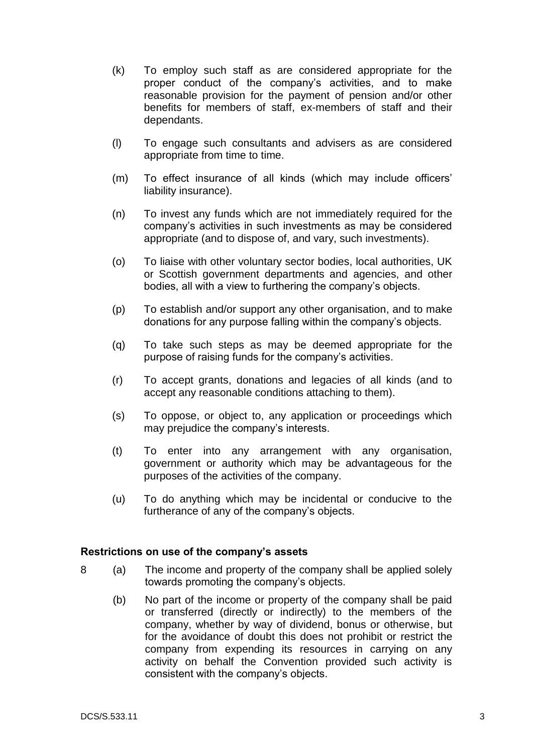(k) To employ such staff as are considered appropriate for the proper conduct of the company's activities, and to make reasonable provision for the payment of pension and/or other benefits for members of staff, ex-members of staff and their dependants.

(l) To engage such consultants and advisers as are considered appropriate from time to time.

(m) To effect insurance of all kinds (which may include officers' liability insurance).

(n) To invest any funds which are not immediately required for the company's activities in such investments as may be considered appropriate (and to dispose of, and vary, such investments).

(o) To liaise with other voluntary sector bodies, local authorities, UK or Scottish government departments and agencies, and other bodies, all with a view to furthering the company's objects.

(p) To establish and/or support any other organisation, and to make donations for any purpose falling within the company's objects.

(q) To take such steps as may be deemed appropriate for the purpose of raising funds for the company's activities.

(r) To accept grants, donations and legacies of all kinds (and to accept any reasonable conditions attaching to them).

(s) To oppose, or object to, any application or proceedings which may prejudice the company's interests.

(t) To enter into any arrangement with any organisation, government or authority which may be advantageous for the purposes of the activities of the company.

(u) To do anything which may be incidental or conducive to the furtherance of any of the company's objects.

**Restrictions on use of the company's assets**

8 (a) The income and property of the company shall be applied solely towards promoting the company's objects.

(b) No part of the income or property of the company shall be paid or transferred (directly or indirectly) to the members of the company, whether by way of dividend, bonus or otherwise, but for the avoidance of doubt this does not prohibit or restrict the company from expending its resources in carrying on any activity on behalf the Convention provided such activity is consistent with the company's objects.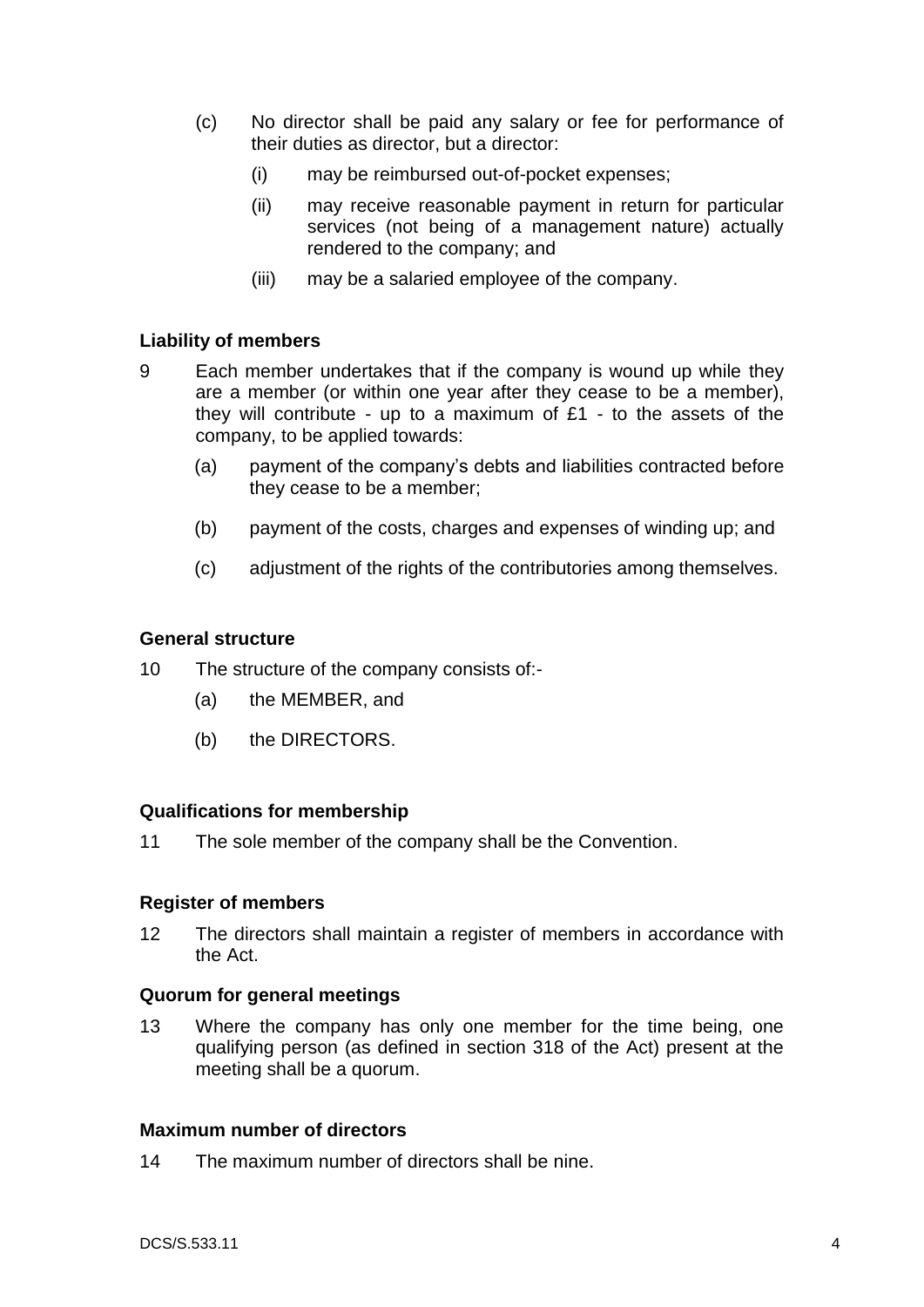(c) No director shall be paid any salary or fee for performance of their duties as director, but a director:

  (i) may be reimbursed out-of-pocket expenses;

  (ii) may receive reasonable payment in return for particular services (not being of a management nature) actually rendered to the company; and

  (iii) may be a salaried employee of the company.

**Liability of members**

9 Each member undertakes that if the company is wound up while they are a member (or within one year after they cease to be a member), they will contribute - up to a maximum of £1 - to the assets of the company, to be applied towards:

  (a) payment of the company's debts and liabilities contracted before they cease to be a member;

  (b) payment of the costs, charges and expenses of winding up; and

  (c) adjustment of the rights of the contributories among themselves.

**General structure**

10 The structure of the company consists of:-

  (a) the MEMBER, and

  (b) the DIRECTORS.

**Qualifications for membership**

11 The sole member of the company shall be the Convention.

**Register of members**

12 The directors shall maintain a register of members in accordance with the Act.

**Quorum for general meetings**

13 Where the company has only one member for the time being, one qualifying person (as defined in section 318 of the Act) present at the meeting shall be a quorum.

**Maximum number of directors**

14 The maximum number of directors shall be nine.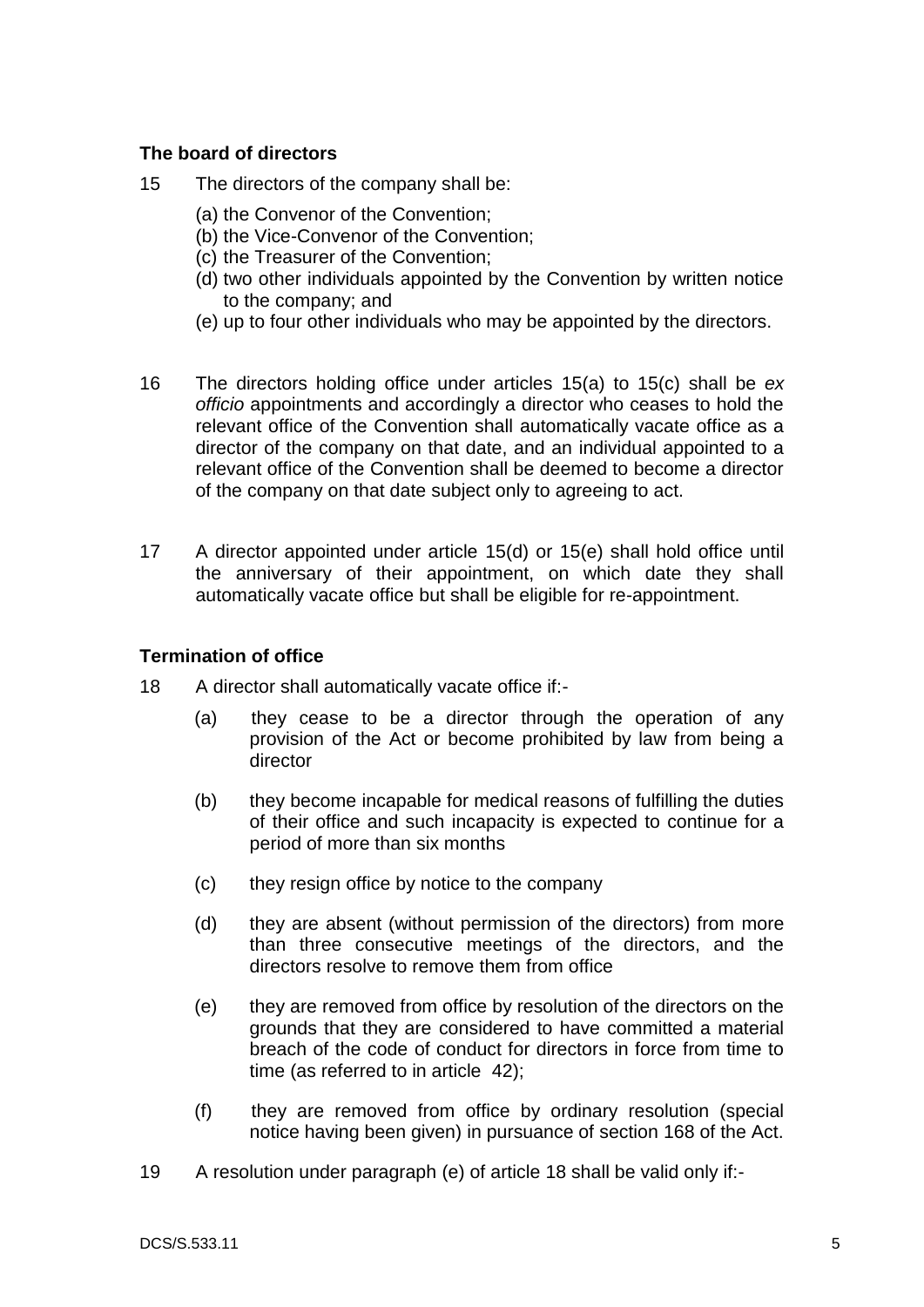### The board of directors

15 The directors of the company shall be:

(a) the Convenor of the Convention;
(b) the Vice-Convenor of the Convention;
(c) the Treasurer of the Convention;
(d) two other individuals appointed by the Convention by written notice to the company; and
(e) up to four other individuals who may be appointed by the directors.

16 The directors holding office under articles 15(a) to 15(c) shall be *ex officio* appointments and accordingly a director who ceases to hold the relevant office of the Convention shall automatically vacate office as a director of the company on that date, and an individual appointed to a relevant office of the Convention shall be deemed to become a director of the company on that date subject only to agreeing to act.

17 A director appointed under article 15(d) or 15(e) shall hold office until the anniversary of their appointment, on which date they shall automatically vacate office but shall be eligible for re-appointment.

### Termination of office

18 A director shall automatically vacate office if:-

(a) they cease to be a director through the operation of any provision of the Act or become prohibited by law from being a director

(b) they become incapable for medical reasons of fulfilling the duties of their office and such incapacity is expected to continue for a period of more than six months

(c) they resign office by notice to the company

(d) they are absent (without permission of the directors) from more than three consecutive meetings of the directors, and the directors resolve to remove them from office

(e) they are removed from office by resolution of the directors on the grounds that they are considered to have committed a material breach of the code of conduct for directors in force from time to time (as referred to in article 42);

(f) they are removed from office by ordinary resolution (special notice having been given) in pursuance of section 168 of the Act.

19 A resolution under paragraph (e) of article 18 shall be valid only if:-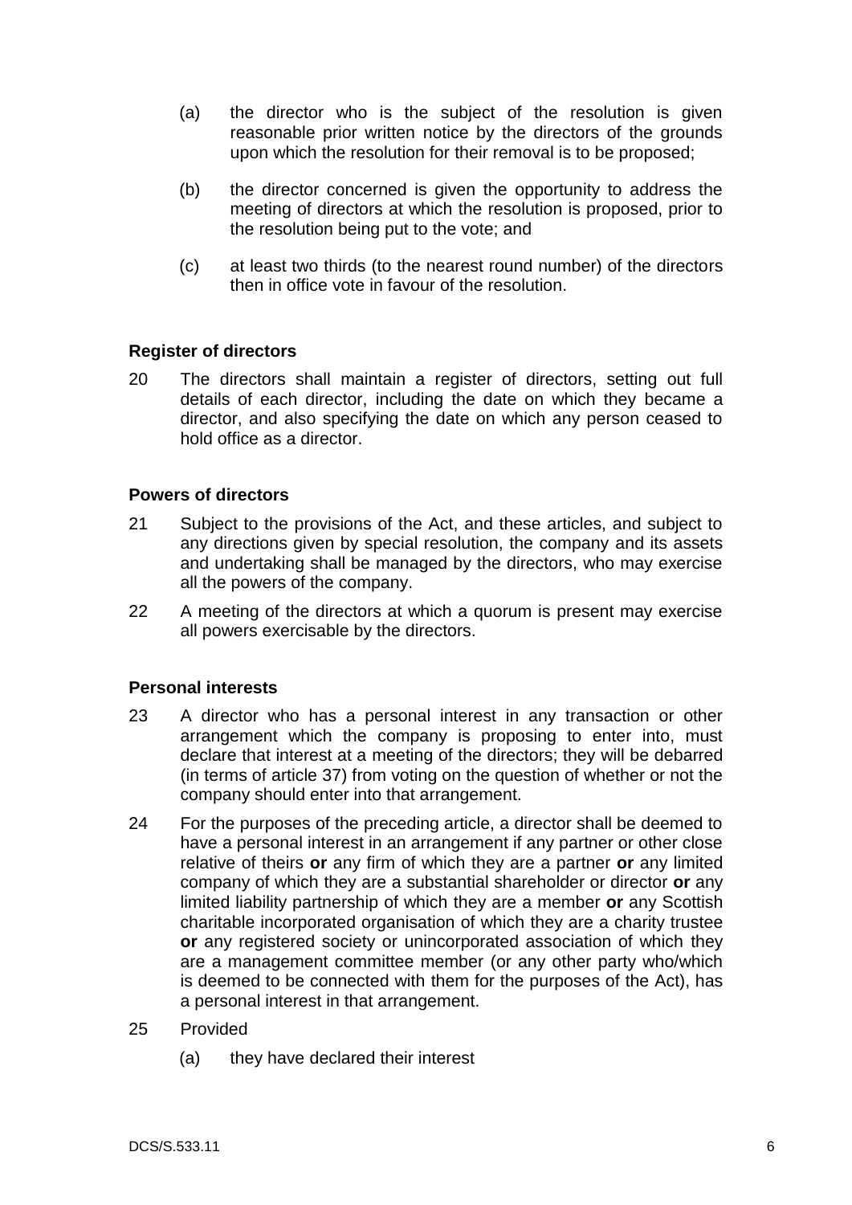(a) the director who is the subject of the resolution is given reasonable prior written notice by the directors of the grounds upon which the resolution for their removal is to be proposed;

(b) the director concerned is given the opportunity to address the meeting of directors at which the resolution is proposed, prior to the resolution being put to the vote; and

(c) at least two thirds (to the nearest round number) of the directors then in office vote in favour of the resolution.

**Register of directors**

20 The directors shall maintain a register of directors, setting out full details of each director, including the date on which they became a director, and also specifying the date on which any person ceased to hold office as a director.

**Powers of directors**

21 Subject to the provisions of the Act, and these articles, and subject to any directions given by special resolution, the company and its assets and undertaking shall be managed by the directors, who may exercise all the powers of the company.

22 A meeting of the directors at which a quorum is present may exercise all powers exercisable by the directors.

**Personal interests**

23 A director who has a personal interest in any transaction or other arrangement which the company is proposing to enter into, must declare that interest at a meeting of the directors; they will be debarred (in terms of article 37) from voting on the question of whether or not the company should enter into that arrangement.

24 For the purposes of the preceding article, a director shall be deemed to have a personal interest in an arrangement if any partner or other close relative of theirs **or** any firm of which they are a partner **or** any limited company of which they are a substantial shareholder or director **or** any limited liability partnership of which they are a member **or** any Scottish charitable incorporated organisation of which they are a charity trustee **or** any registered society or unincorporated association of which they are a management committee member (or any other party who/which is deemed to be connected with them for the purposes of the Act), has a personal interest in that arrangement.

25 Provided

(a) they have declared their interest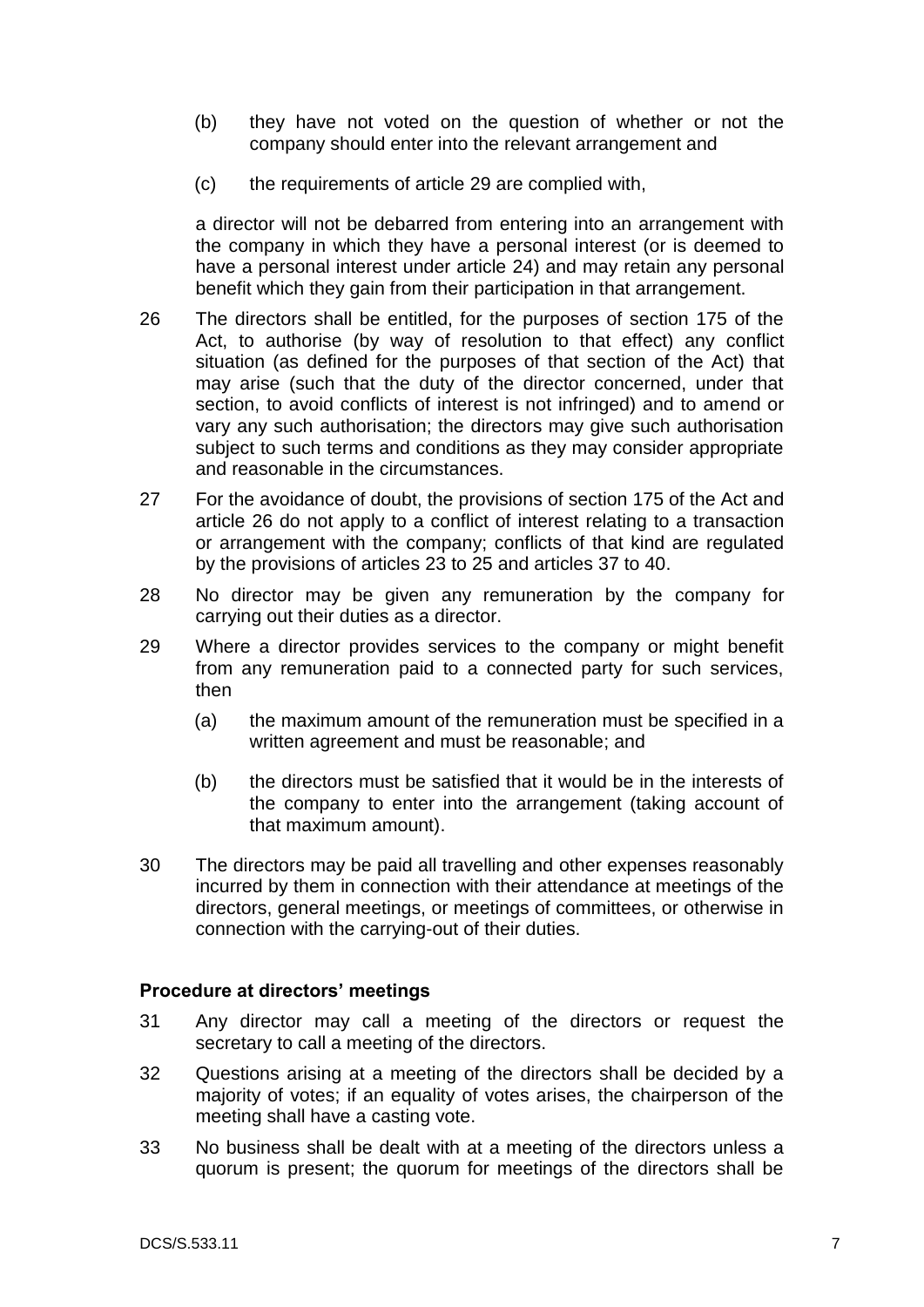(b) they have not voted on the question of whether or not the company should enter into the relevant arrangement and

(c) the requirements of article 29 are complied with,

a director will not be debarred from entering into an arrangement with the company in which they have a personal interest (or is deemed to have a personal interest under article 24) and may retain any personal benefit which they gain from their participation in that arrangement.

26 The directors shall be entitled, for the purposes of section 175 of the Act, to authorise (by way of resolution to that effect) any conflict situation (as defined for the purposes of that section of the Act) that may arise (such that the duty of the director concerned, under that section, to avoid conflicts of interest is not infringed) and to amend or vary any such authorisation; the directors may give such authorisation subject to such terms and conditions as they may consider appropriate and reasonable in the circumstances.

27 For the avoidance of doubt, the provisions of section 175 of the Act and article 26 do not apply to a conflict of interest relating to a transaction or arrangement with the company; conflicts of that kind are regulated by the provisions of articles 23 to 25 and articles 37 to 40.

28 No director may be given any remuneration by the company for carrying out their duties as a director.

29 Where a director provides services to the company or might benefit from any remuneration paid to a connected party for such services, then

(a) the maximum amount of the remuneration must be specified in a written agreement and must be reasonable; and

(b) the directors must be satisfied that it would be in the interests of the company to enter into the arrangement (taking account of that maximum amount).

30 The directors may be paid all travelling and other expenses reasonably incurred by them in connection with their attendance at meetings of the directors, general meetings, or meetings of committees, or otherwise in connection with the carrying-out of their duties.

### Procedure at directors' meetings

31 Any director may call a meeting of the directors or request the secretary to call a meeting of the directors.

32 Questions arising at a meeting of the directors shall be decided by a majority of votes; if an equality of votes arises, the chairperson of the meeting shall have a casting vote.

33 No business shall be dealt with at a meeting of the directors unless a quorum is present; the quorum for meetings of the directors shall be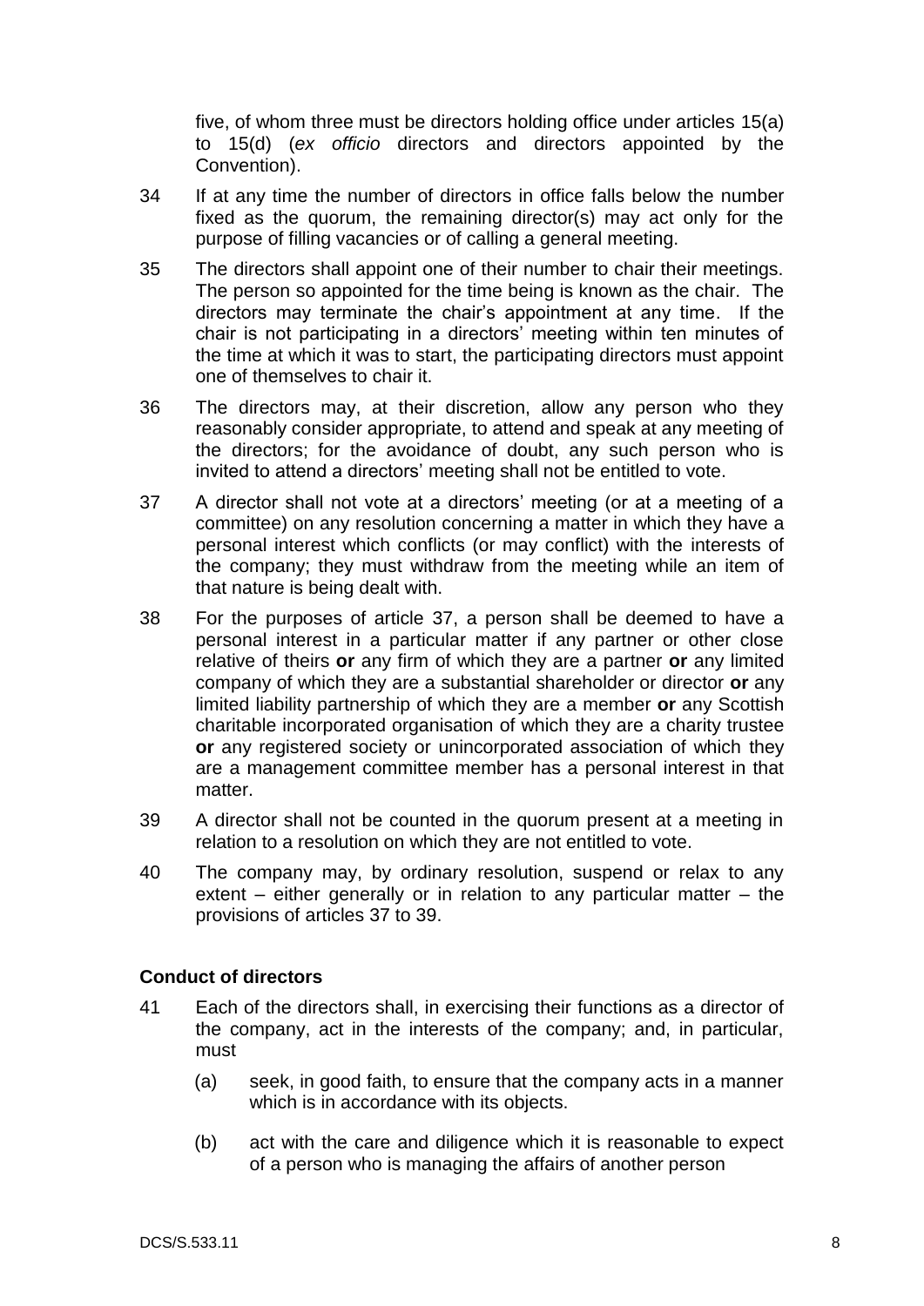five, of whom three must be directors holding office under articles 15(a) to 15(d) (*ex officio* directors and directors appointed by the Convention).

34 If at any time the number of directors in office falls below the number fixed as the quorum, the remaining director(s) may act only for the purpose of filling vacancies or of calling a general meeting.

35 The directors shall appoint one of their number to chair their meetings. The person so appointed for the time being is known as the chair. The directors may terminate the chair's appointment at any time. If the chair is not participating in a directors' meeting within ten minutes of the time at which it was to start, the participating directors must appoint one of themselves to chair it.

36 The directors may, at their discretion, allow any person who they reasonably consider appropriate, to attend and speak at any meeting of the directors; for the avoidance of doubt, any such person who is invited to attend a directors' meeting shall not be entitled to vote.

37 A director shall not vote at a directors' meeting (or at a meeting of a committee) on any resolution concerning a matter in which they have a personal interest which conflicts (or may conflict) with the interests of the company; they must withdraw from the meeting while an item of that nature is being dealt with.

38 For the purposes of article 37, a person shall be deemed to have a personal interest in a particular matter if any partner or other close relative of theirs **or** any firm of which they are a partner **or** any limited company of which they are a substantial shareholder or director **or** any limited liability partnership of which they are a member **or** any Scottish charitable incorporated organisation of which they are a charity trustee **or** any registered society or unincorporated association of which they are a management committee member has a personal interest in that matter.

39 A director shall not be counted in the quorum present at a meeting in relation to a resolution on which they are not entitled to vote.

40 The company may, by ordinary resolution, suspend or relax to any extent – either generally or in relation to any particular matter – the provisions of articles 37 to 39.

### Conduct of directors

41 Each of the directors shall, in exercising their functions as a director of the company, act in the interests of the company; and, in particular, must

(a) seek, in good faith, to ensure that the company acts in a manner which is in accordance with its objects.

(b) act with the care and diligence which it is reasonable to expect of a person who is managing the affairs of another person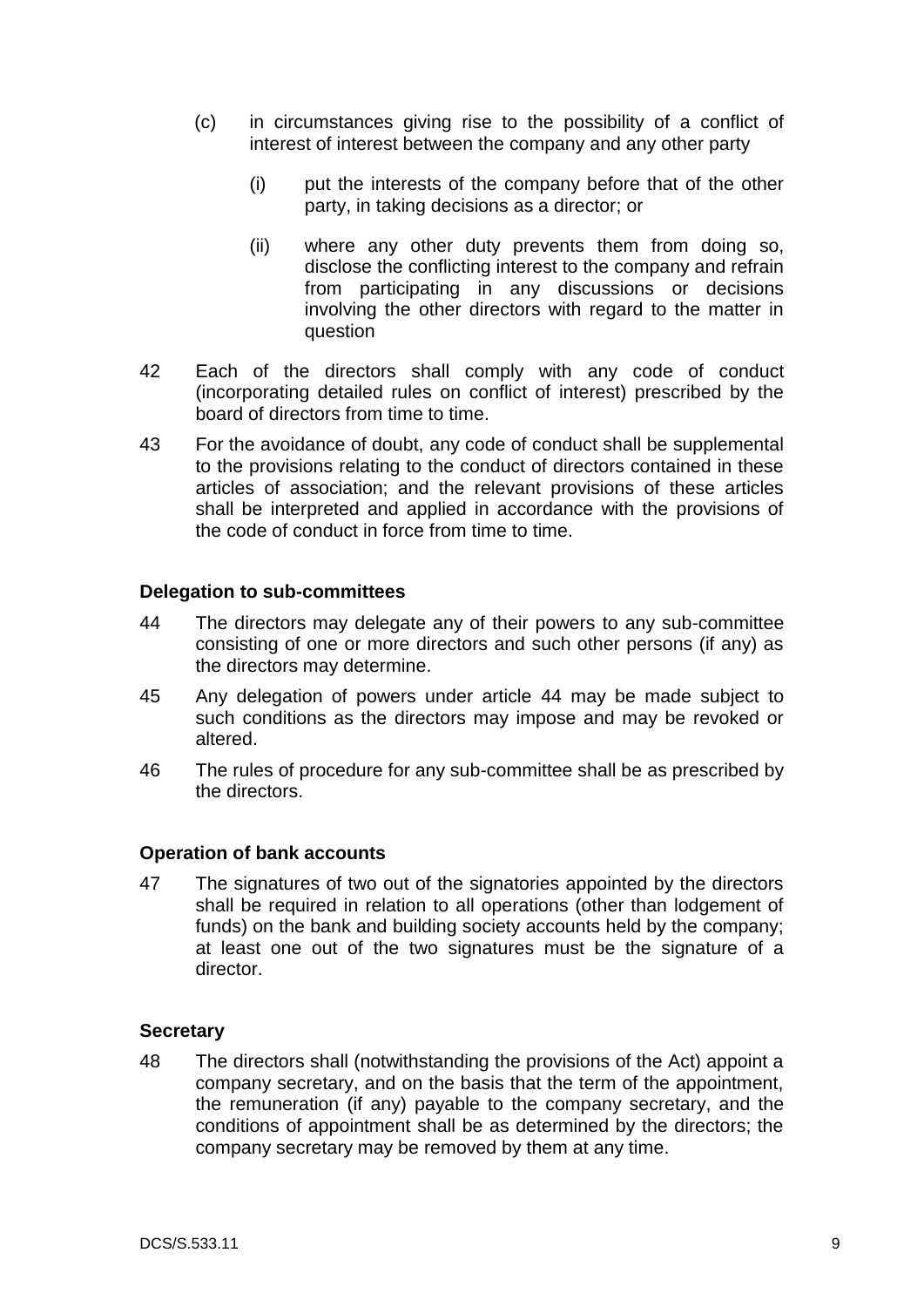(c) in circumstances giving rise to the possibility of a conflict of interest of interest between the company and any other party

    (i) put the interests of the company before that of the other party, in taking decisions as a director; or

    (ii) where any other duty prevents them from doing so, disclose the conflicting interest to the company and refrain from participating in any discussions or decisions involving the other directors with regard to the matter in question

42 Each of the directors shall comply with any code of conduct (incorporating detailed rules on conflict of interest) prescribed by the board of directors from time to time.

43 For the avoidance of doubt, any code of conduct shall be supplemental to the provisions relating to the conduct of directors contained in these articles of association; and the relevant provisions of these articles shall be interpreted and applied in accordance with the provisions of the code of conduct in force from time to time.

**Delegation to sub-committees**

44 The directors may delegate any of their powers to any sub-committee consisting of one or more directors and such other persons (if any) as the directors may determine.

45 Any delegation of powers under article 44 may be made subject to such conditions as the directors may impose and may be revoked or altered.

46 The rules of procedure for any sub-committee shall be as prescribed by the directors.

**Operation of bank accounts**

47 The signatures of two out of the signatories appointed by the directors shall be required in relation to all operations (other than lodgement of funds) on the bank and building society accounts held by the company; at least one out of the two signatures must be the signature of a director.

**Secretary**

48 The directors shall (notwithstanding the provisions of the Act) appoint a company secretary, and on the basis that the term of the appointment, the remuneration (if any) payable to the company secretary, and the conditions of appointment shall be as determined by the directors; the company secretary may be removed by them at any time.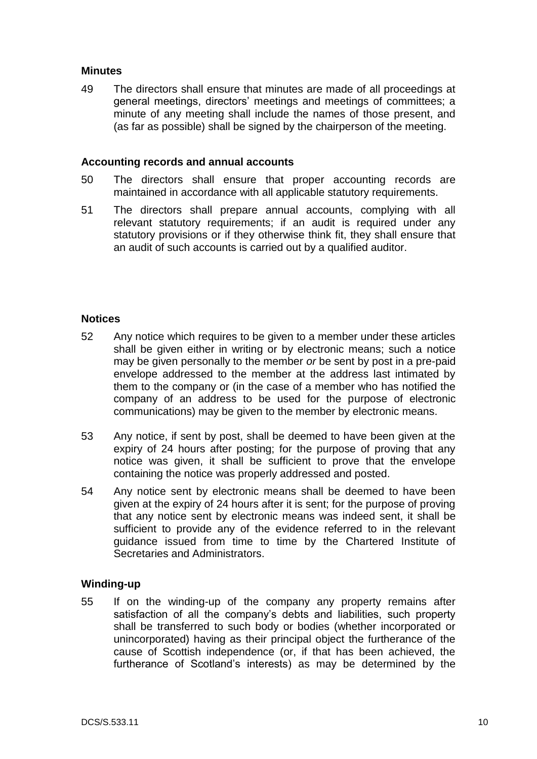### Minutes

49 The directors shall ensure that minutes are made of all proceedings at general meetings, directors' meetings and meetings of committees; a minute of any meeting shall include the names of those present, and (as far as possible) shall be signed by the chairperson of the meeting.

### Accounting records and annual accounts

50 The directors shall ensure that proper accounting records are maintained in accordance with all applicable statutory requirements.

51 The directors shall prepare annual accounts, complying with all relevant statutory requirements; if an audit is required under any statutory provisions or if they otherwise think fit, they shall ensure that an audit of such accounts is carried out by a qualified auditor.

### Notices

52 Any notice which requires to be given to a member under these articles shall be given either in writing or by electronic means; such a notice may be given personally to the member *or* be sent by post in a pre-paid envelope addressed to the member at the address last intimated by them to the company or (in the case of a member who has notified the company of an address to be used for the purpose of electronic communications) may be given to the member by electronic means.

53 Any notice, if sent by post, shall be deemed to have been given at the expiry of 24 hours after posting; for the purpose of proving that any notice was given, it shall be sufficient to prove that the envelope containing the notice was properly addressed and posted.

54 Any notice sent by electronic means shall be deemed to have been given at the expiry of 24 hours after it is sent; for the purpose of proving that any notice sent by electronic means was indeed sent, it shall be sufficient to provide any of the evidence referred to in the relevant guidance issued from time to time by the Chartered Institute of Secretaries and Administrators.

### Winding-up

55 If on the winding-up of the company any property remains after satisfaction of all the company's debts and liabilities, such property shall be transferred to such body or bodies (whether incorporated or unincorporated) having as their principal object the furtherance of the cause of Scottish independence (or, if that has been achieved, the furtherance of Scotland's interests) as may be determined by the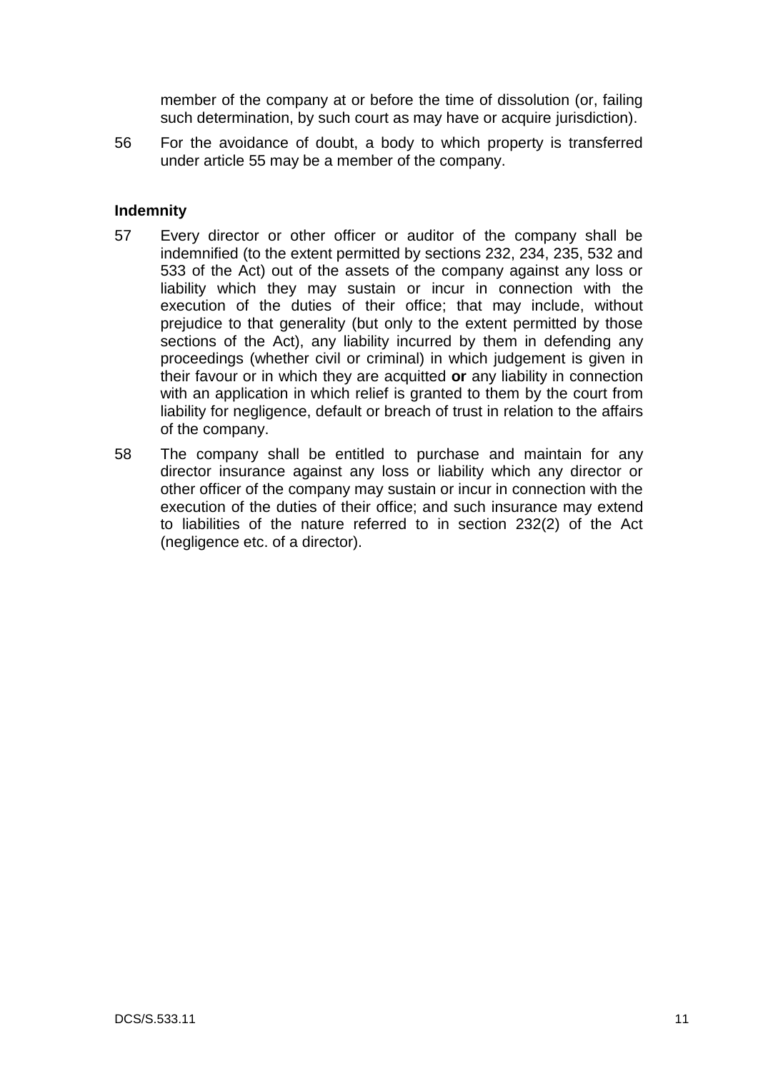member of the company at or before the time of dissolution (or, failing such determination, by such court as may have or acquire jurisdiction).

56 For the avoidance of doubt, a body to which property is transferred under article 55 may be a member of the company.

**Indemnity**

57 Every director or other officer or auditor of the company shall be indemnified (to the extent permitted by sections 232, 234, 235, 532 and 533 of the Act) out of the assets of the company against any loss or liability which they may sustain or incur in connection with the execution of the duties of their office; that may include, without prejudice to that generality (but only to the extent permitted by those sections of the Act), any liability incurred by them in defending any proceedings (whether civil or criminal) in which judgement is given in their favour or in which they are acquitted **or** any liability in connection with an application in which relief is granted to them by the court from liability for negligence, default or breach of trust in relation to the affairs of the company.

58 The company shall be entitled to purchase and maintain for any director insurance against any loss or liability which any director or other officer of the company may sustain or incur in connection with the execution of the duties of their office; and such insurance may extend to liabilities of the nature referred to in section 232(2) of the Act (negligence etc. of a director).